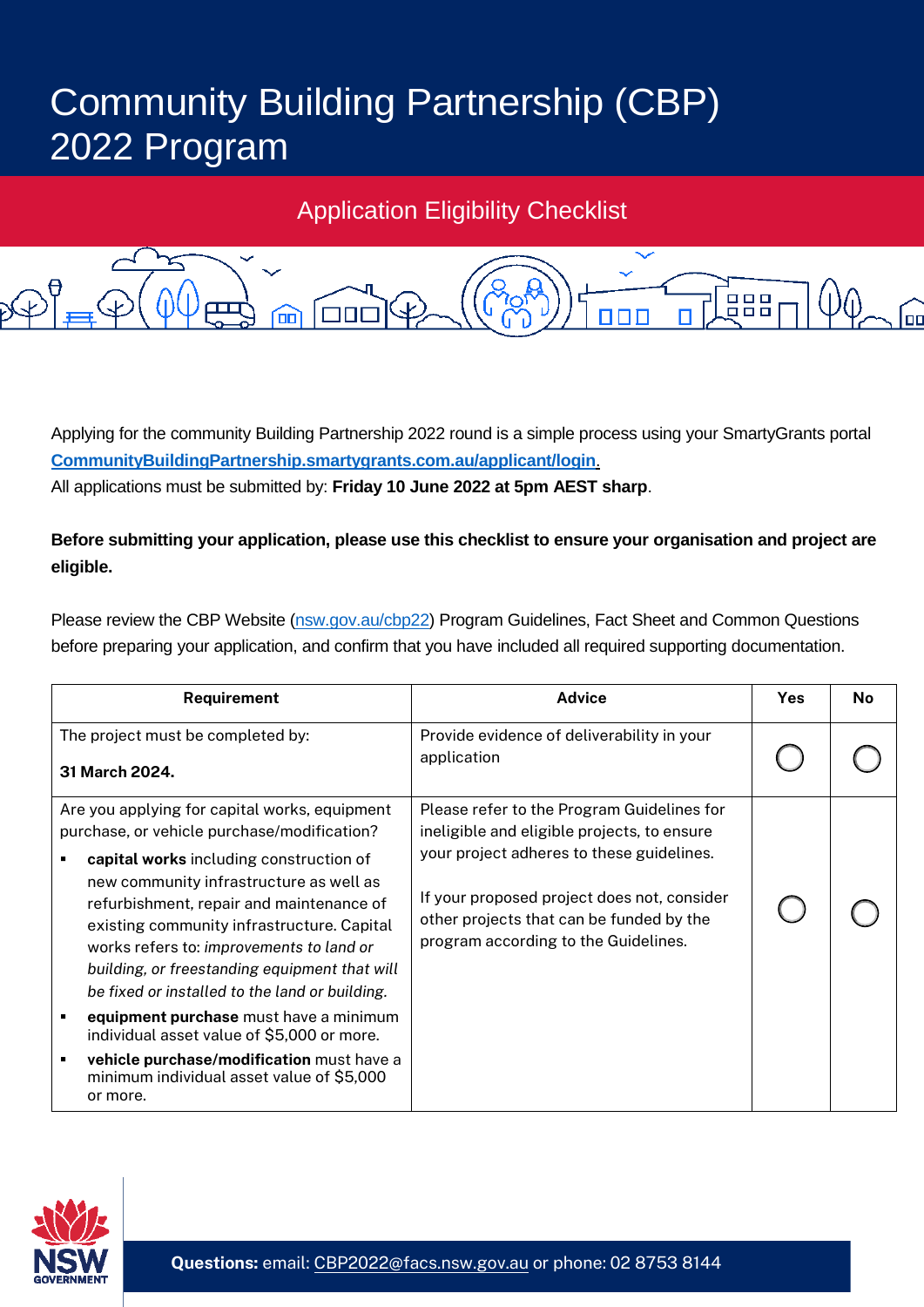# Community Building Partnership (CBP) 2022 Program

## Application Eligibility Checklist

Applying for the community Building Partnership 2022 round is a simple process using your SmartyGrants portal **[CommunityBuildingPartnership.smartygrants.com.au/applicant/login](CommunityBuildingPartnership.smartygrants.com.au/applicant/login)**.
All applications must be submitted by: **Friday 10 June 2022 at 5pm AEST sharp**.

**Before submitting your application, please use this checklist to ensure your organisation and project are eligible.**

Please review the CBP Website ([nsw.gov.au/cbp22](nsw.gov.au/cbp22)) Program Guidelines, Fact Sheet and Common Questions before preparing your application, and confirm that you have included all required supporting documentation.

| Requirement | Advice | Yes | No |
|---|---|---|---|
| The project must be completed by:<br><br>**31 March 2024.** | Provide evidence of deliverability in your application | ◯ | ◯ |
| Are you applying for capital works, equipment purchase, or vehicle purchase/modification?<br><br>▪ **capital works** including construction of new community infrastructure as well as refurbishment, repair and maintenance of existing community infrastructure. Capital works refers to: *improvements to land or building, or freestanding equipment that will be fixed or installed to the land or building.*<br>▪ **equipment purchase** must have a minimum individual asset value of $5,000 or more.<br>▪ **vehicle purchase/modification** must have a minimum individual asset value of $5,000 or more. | Please refer to the Program Guidelines for ineligible and eligible projects, to ensure your project adheres to these guidelines.<br><br>If your proposed project does not, consider other projects that can be funded by the program according to the Guidelines. | ◯ | ◯ |

**Questions:** email: CBP2022@facs.nsw.gov.au or phone: 02 8753 8144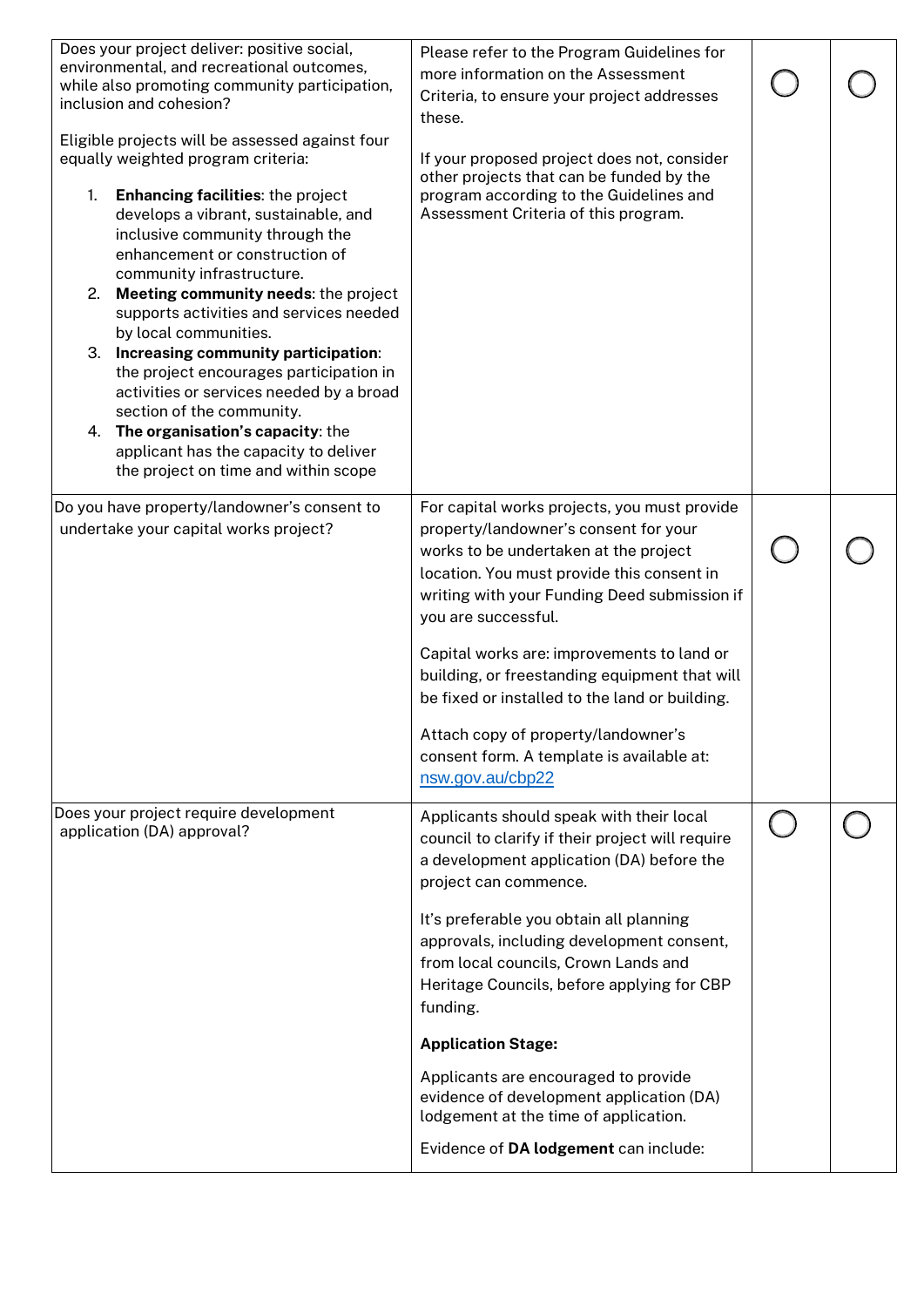| | | | |
|---|---|---|---|
| Does your project deliver: positive social, environmental, and recreational outcomes, while also promoting community participation, inclusion and cohesion?<br><br>Eligible projects will be assessed against four equally weighted program criteria:<br><br>1. **Enhancing facilities**: the project develops a vibrant, sustainable, and inclusive community through the enhancement or construction of community infrastructure.<br>2. **Meeting community needs**: the project supports activities and services needed by local communities.<br>3. **Increasing community participation**: the project encourages participation in activities or services needed by a broad section of the community.<br>4. **The organisation's capacity**: the applicant has the capacity to deliver the project on time and within scope | Please refer to the Program Guidelines for more information on the Assessment Criteria, to ensure your project addresses these.<br><br>If your proposed project does not, consider other projects that can be funded by the program according to the Guidelines and Assessment Criteria of this program. | ◯ | ◯ |
| Do you have property/landowner's consent to undertake your capital works project? | For capital works projects, you must provide property/landowner's consent for your works to be undertaken at the project location. You must provide this consent in writing with your Funding Deed submission if you are successful.<br><br>Capital works are: improvements to land or building, or freestanding equipment that will be fixed or installed to the land or building.<br><br>Attach copy of property/landowner's consent form. A template is available at: nsw.gov.au/cbp22 | ◯ | ◯ |
| Does your project require development application (DA) approval? | Applicants should speak with their local council to clarify if their project will require a development application (DA) before the project can commence.<br><br>It's preferable you obtain all planning approvals, including development consent, from local councils, Crown Lands and Heritage Councils, before applying for CBP funding.<br><br>**Application Stage:**<br><br>Applicants are encouraged to provide evidence of development application (DA) lodgement at the time of application.<br><br>Evidence of **DA lodgement** can include: | ◯ | ◯ |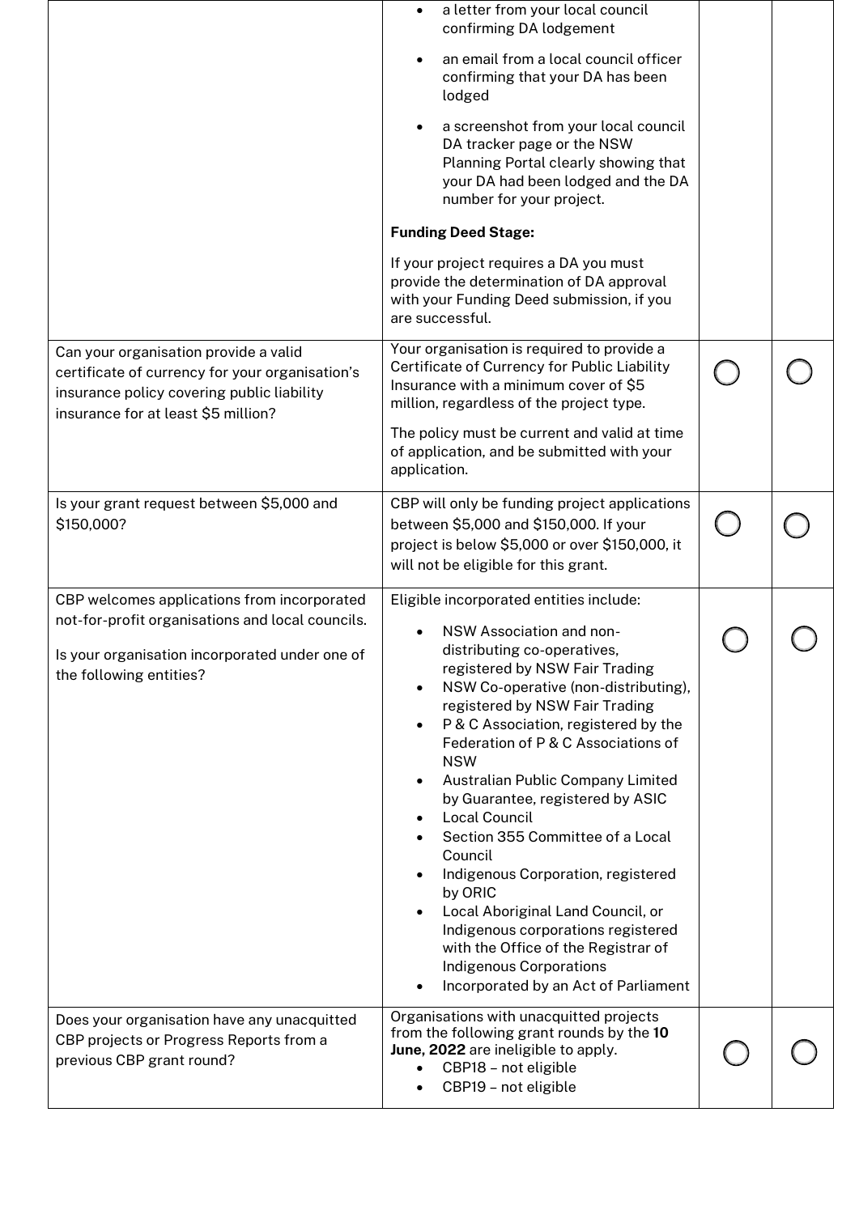| | | | |
|---|---|---|---|
| | • a letter from your local council confirming DA lodgement<br>• an email from a local council officer confirming that your DA has been lodged<br>• a screenshot from your local council DA tracker page or the NSW Planning Portal clearly showing that your DA had been lodged and the DA number for your project.<br><br>**Funding Deed Stage:**<br><br>If your project requires a DA you must provide the determination of DA approval with your Funding Deed submission, if you are successful. | | |
| Can your organisation provide a valid certificate of currency for your organisation's insurance policy covering public liability insurance for at least $5 million? | Your organisation is required to provide a Certificate of Currency for Public Liability Insurance with a minimum cover of $5 million, regardless of the project type.<br><br>The policy must be current and valid at time of application, and be submitted with your application. | ◯ | ◯ |
| Is your grant request between $5,000 and $150,000? | CBP will only be funding project applications between $5,000 and $150,000. If your project is below $5,000 or over $150,000, it will not be eligible for this grant. | ◯ | ◯ |
| CBP welcomes applications from incorporated not-for-profit organisations and local councils.<br><br>Is your organisation incorporated under one of the following entities? | Eligible incorporated entities include:<br>• NSW Association and non-distributing co-operatives, registered by NSW Fair Trading<br>• NSW Co-operative (non-distributing), registered by NSW Fair Trading<br>• P & C Association, registered by the Federation of P & C Associations of NSW<br>• Australian Public Company Limited by Guarantee, registered by ASIC<br>• Local Council<br>• Section 355 Committee of a Local Council<br>• Indigenous Corporation, registered by ORIC<br>• Local Aboriginal Land Council, or Indigenous corporations registered with the Office of the Registrar of Indigenous Corporations<br>• Incorporated by an Act of Parliament | ◯ | ◯ |
| Does your organisation have any unacquitted CBP projects or Progress Reports from a previous CBP grant round? | Organisations with unacquitted projects from the following grant rounds by the **10 June, 2022** are ineligible to apply.<br>• CBP18 – not eligible<br>• CBP19 – not eligible | ◯ | ◯ |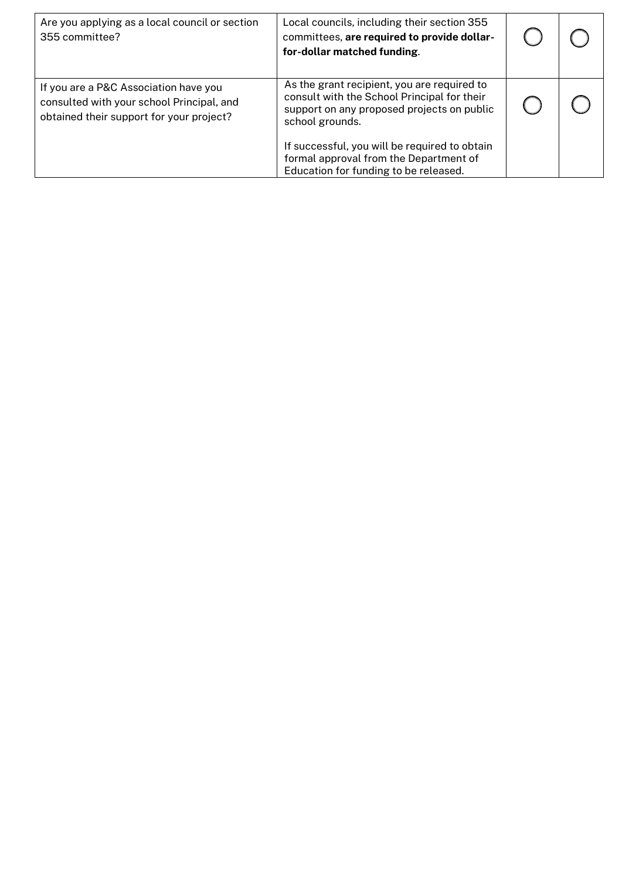| | | | |
|---|---|---|---|
| Are you applying as a local council or section 355 committee? | Local councils, including their section 355 committees, **are required to provide dollar-for-dollar matched funding**. | ◯ | ◯ |
| If you are a P&C Association have you consulted with your school Principal, and obtained their support for your project? | As the grant recipient, you are required to consult with the School Principal for their support on any proposed projects on public school grounds.<br><br>If successful, you will be required to obtain formal approval from the Department of Education for funding to be released. | ◯ | ◯ |